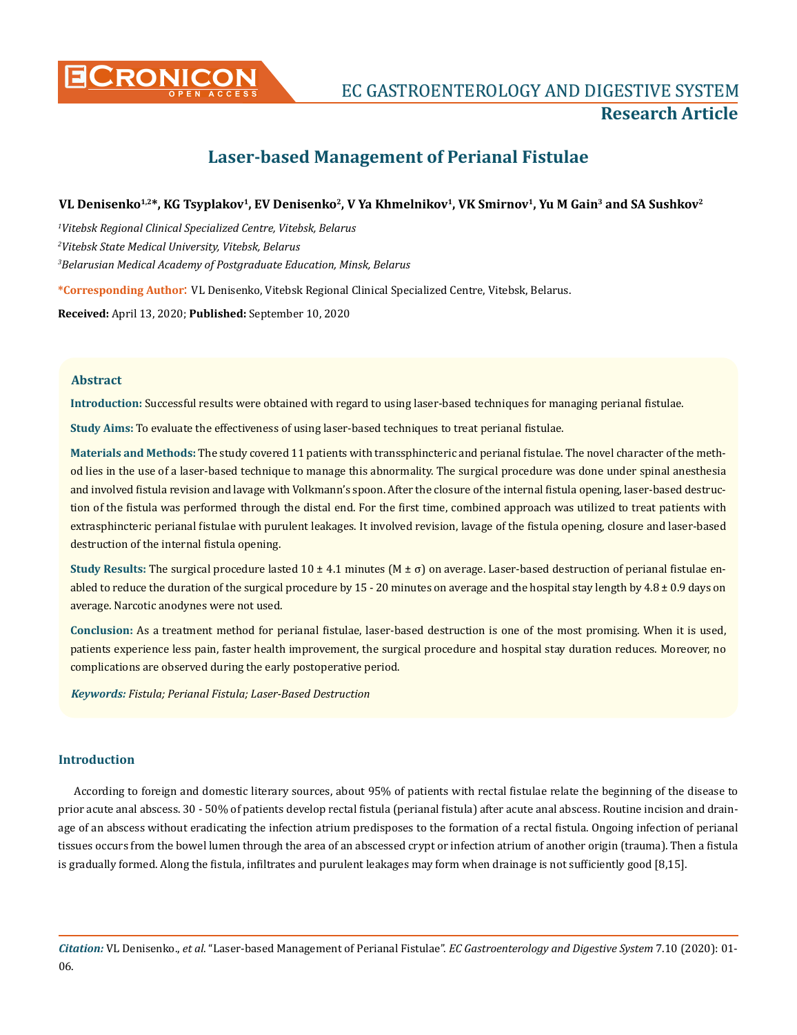# Laser-based Management of Perianal Fistulae

**VL Denisenko[1,2]*, KG Tsyplakov[1], EV Denisenko[2], V Ya Khmelnikov[1], VK Smirnov[1], Yu M Gain[3] and SA Sushkov[2]**

*[1]Vitebsk Regional Clinical Specialized Centre, Vitebsk, Belarus*

*[2]Vitebsk State Medical University, Vitebsk, Belarus*

*[3]Belarusian Medical Academy of Postgraduate Education, Minsk, Belarus*

***Corresponding Author:** VL Denisenko, Vitebsk Regional Clinical Specialized Centre, Vitebsk, Belarus.

**Received:** April 13, 2020; **Published:** September 10, 2020

## Abstract

**Introduction:** Successful results were obtained with regard to using laser-based techniques for managing perianal fistulae.

**Study Aims:** To evaluate the effectiveness of using laser-based techniques to treat perianal fistulae.

**Materials and Methods:** The study covered 11 patients with transsphincteric and perianal fistulae. The novel character of the method lies in the use of a laser-based technique to manage this abnormality. The surgical procedure was done under spinal anesthesia and involved fistula revision and lavage with Volkmann's spoon. After the closure of the internal fistula opening, laser-based destruction of the fistula was performed through the distal end. For the first time, combined approach was utilized to treat patients with extrasphincteric perianal fistulae with purulent leakages. It involved revision, lavage of the fistula opening, closure and laser-based destruction of the internal fistula opening.

**Study Results:** The surgical procedure lasted 10 ± 4.1 minutes (M ± σ) on average. Laser-based destruction of perianal fistulae enabled to reduce the duration of the surgical procedure by 15 - 20 minutes on average and the hospital stay length by 4.8 ± 0.9 days on average. Narcotic anodynes were not used.

**Conclusion:** As a treatment method for perianal fistulae, laser-based destruction is one of the most promising. When it is used, patients experience less pain, faster health improvement, the surgical procedure and hospital stay duration reduces. Moreover, no complications are observed during the early postoperative period.

***Keywords:*** *Fistula; Perianal Fistula; Laser-Based Destruction*

## Introduction

According to foreign and domestic literary sources, about 95% of patients with rectal fistulae relate the beginning of the disease to prior acute anal abscess. 30 - 50% of patients develop rectal fistula (perianal fistula) after acute anal abscess. Routine incision and drainage of an abscess without eradicating the infection atrium predisposes to the formation of a rectal fistula. Ongoing infection of perianal tissues occurs from the bowel lumen through the area of an abscessed crypt or infection atrium of another origin (trauma). Then a fistula is gradually formed. Along the fistula, infiltrates and purulent leakages may form when drainage is not sufficiently good [8,15].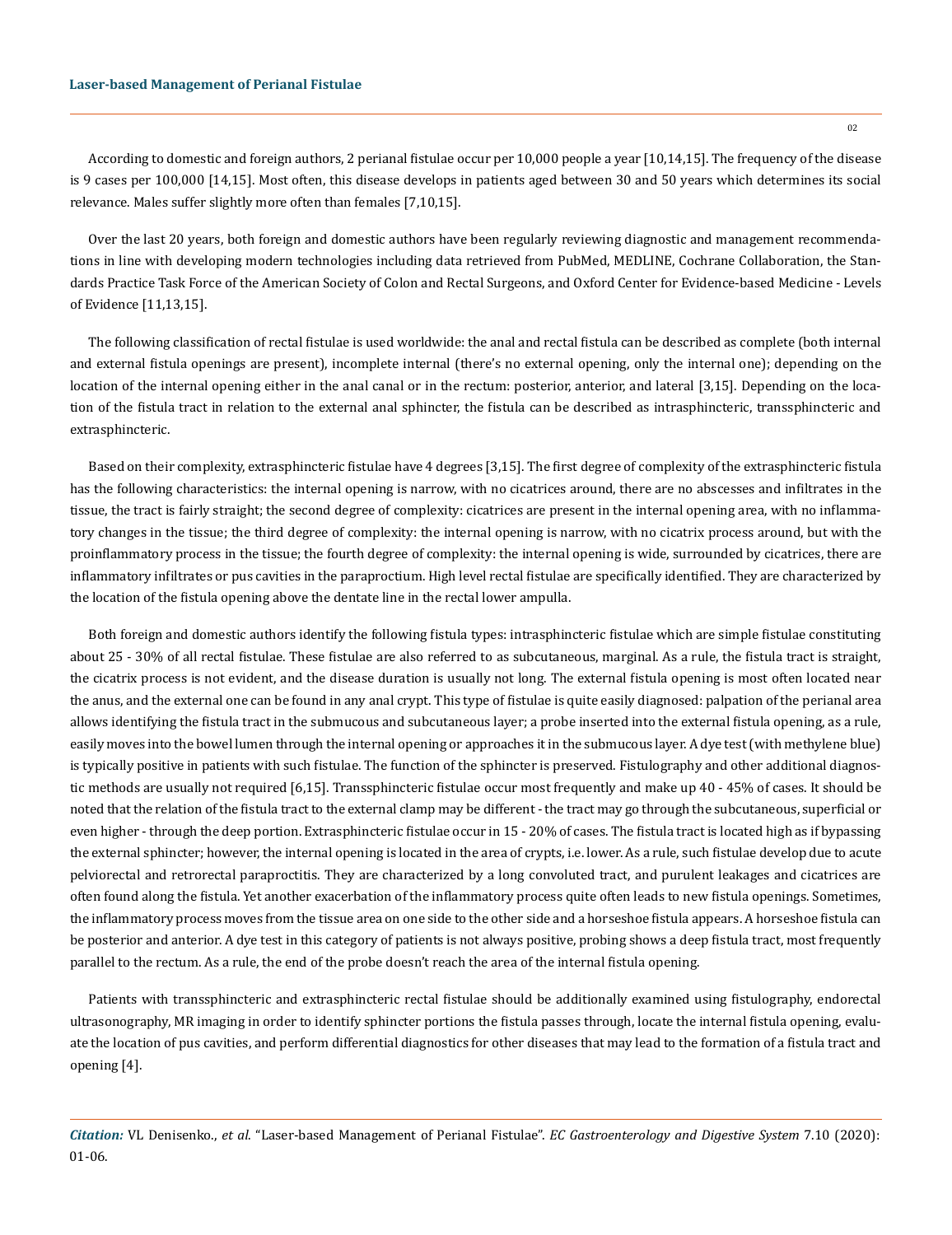According to domestic and foreign authors, 2 perianal fistulae occur per 10,000 people a year [10,14,15]. The frequency of the disease is 9 cases per 100,000 [14,15]. Most often, this disease develops in patients aged between 30 and 50 years which determines its social relevance. Males suffer slightly more often than females [7,10,15].

Over the last 20 years, both foreign and domestic authors have been regularly reviewing diagnostic and management recommendations in line with developing modern technologies including data retrieved from PubMed, MEDLINE, Cochrane Collaboration, the Standards Practice Task Force of the American Society of Colon and Rectal Surgeons, and Oxford Center for Evidence-based Medicine - Levels of Evidence [11,13,15].

The following classification of rectal fistulae is used worldwide: the anal and rectal fistula can be described as complete (both internal and external fistula openings are present), incomplete internal (there's no external opening, only the internal one); depending on the location of the internal opening either in the anal canal or in the rectum: posterior, anterior, and lateral [3,15]. Depending on the location of the fistula tract in relation to the external anal sphincter, the fistula can be described as intrasphincteric, transsphincteric and extrasphincteric.

Based on their complexity, extrasphincteric fistulae have 4 degrees [3,15]. The first degree of complexity of the extrasphincteric fistula has the following characteristics: the internal opening is narrow, with no cicatrices around, there are no abscesses and infiltrates in the tissue, the tract is fairly straight; the second degree of complexity: cicatrices are present in the internal opening area, with no inflammatory changes in the tissue; the third degree of complexity: the internal opening is narrow, with no cicatrix process around, but with the proinflammatory process in the tissue; the fourth degree of complexity: the internal opening is wide, surrounded by cicatrices, there are inflammatory infiltrates or pus cavities in the paraproctium. High level rectal fistulae are specifically identified. They are characterized by the location of the fistula opening above the dentate line in the rectal lower ampulla.

Both foreign and domestic authors identify the following fistula types: intrasphincteric fistulae which are simple fistulae constituting about 25 - 30% of all rectal fistulae. These fistulae are also referred to as subcutaneous, marginal. As a rule, the fistula tract is straight, the cicatrix process is not evident, and the disease duration is usually not long. The external fistula opening is most often located near the anus, and the external one can be found in any anal crypt. This type of fistulae is quite easily diagnosed: palpation of the perianal area allows identifying the fistula tract in the submucous and subcutaneous layer; a probe inserted into the external fistula opening, as a rule, easily moves into the bowel lumen through the internal opening or approaches it in the submucous layer. A dye test (with methylene blue) is typically positive in patients with such fistulae. The function of the sphincter is preserved. Fistulography and other additional diagnostic methods are usually not required [6,15]. Transsphincteric fistulae occur most frequently and make up 40 - 45% of cases. It should be noted that the relation of the fistula tract to the external clamp may be different - the tract may go through the subcutaneous, superficial or even higher - through the deep portion. Extrasphincteric fistulae occur in 15 - 20% of cases. The fistula tract is located high as if bypassing the external sphincter; however, the internal opening is located in the area of crypts, i.e. lower. As a rule, such fistulae develop due to acute pelviorectal and retrorectal paraproctitis. They are characterized by a long convoluted tract, and purulent leakages and cicatrices are often found along the fistula. Yet another exacerbation of the inflammatory process quite often leads to new fistula openings. Sometimes, the inflammatory process moves from the tissue area on one side to the other side and a horseshoe fistula appears. A horseshoe fistula can be posterior and anterior. A dye test in this category of patients is not always positive, probing shows a deep fistula tract, most frequently parallel to the rectum. As a rule, the end of the probe doesn't reach the area of the internal fistula opening.

Patients with transsphincteric and extrasphincteric rectal fistulae should be additionally examined using fistulography, endorectal ultrasonography, MR imaging in order to identify sphincter portions the fistula passes through, locate the internal fistula opening, evaluate the location of pus cavities, and perform differential diagnostics for other diseases that may lead to the formation of a fistula tract and opening [4].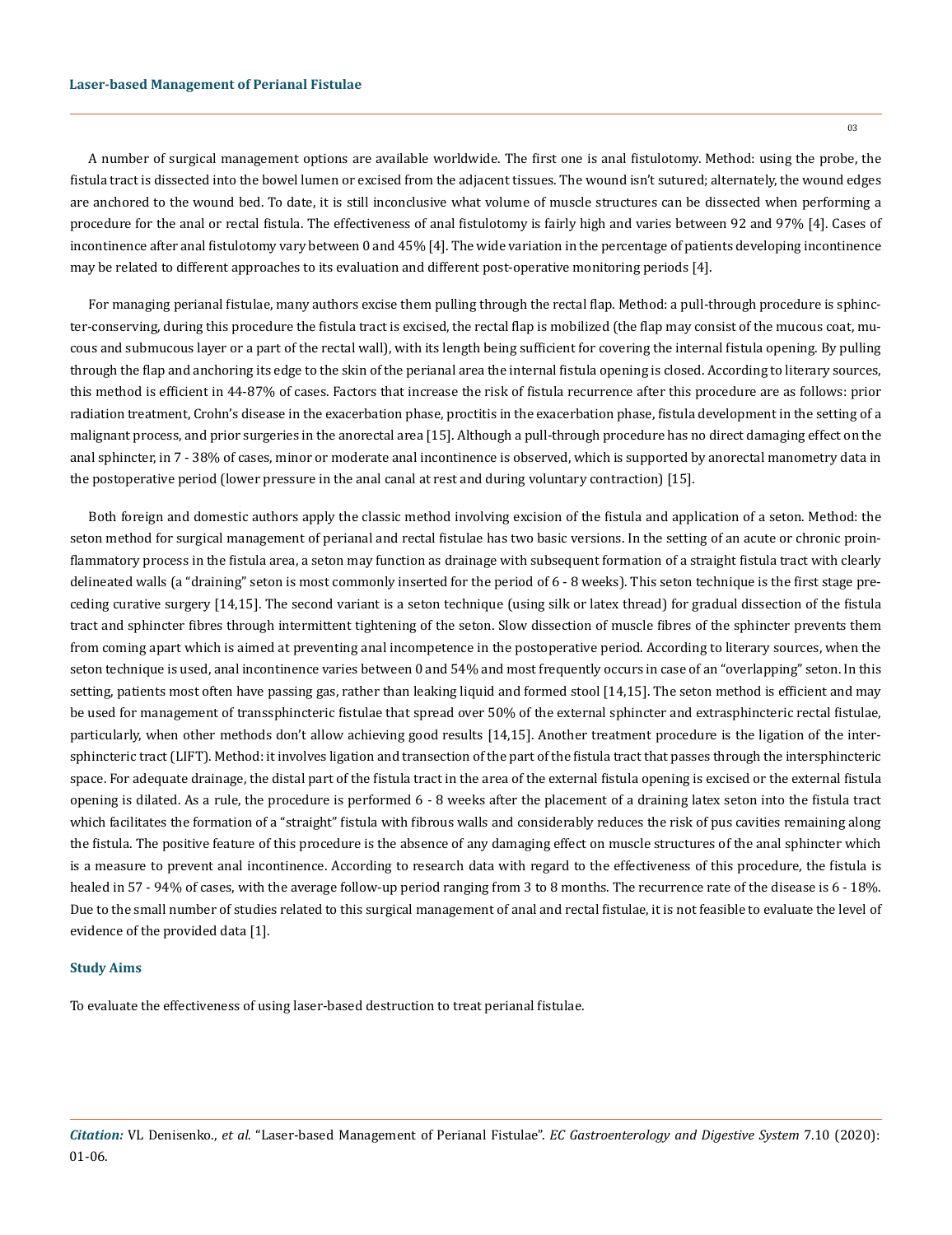A number of surgical management options are available worldwide. The first one is anal fistulotomy. Method: using the probe, the fistula tract is dissected into the bowel lumen or excised from the adjacent tissues. The wound isn't sutured; alternately, the wound edges are anchored to the wound bed. To date, it is still inconclusive what volume of muscle structures can be dissected when performing a procedure for the anal or rectal fistula. The effectiveness of anal fistulotomy is fairly high and varies between 92 and 97% [4]. Cases of incontinence after anal fistulotomy vary between 0 and 45% [4]. The wide variation in the percentage of patients developing incontinence may be related to different approaches to its evaluation and different post-operative monitoring periods [4].

For managing perianal fistulae, many authors excise them pulling through the rectal flap. Method: a pull-through procedure is sphincter-conserving, during this procedure the fistula tract is excised, the rectal flap is mobilized (the flap may consist of the mucous coat, mucous and submucous layer or a part of the rectal wall), with its length being sufficient for covering the internal fistula opening. By pulling through the flap and anchoring its edge to the skin of the perianal area the internal fistula opening is closed. According to literary sources, this method is efficient in 44-87% of cases. Factors that increase the risk of fistula recurrence after this procedure are as follows: prior radiation treatment, Crohn's disease in the exacerbation phase, proctitis in the exacerbation phase, fistula development in the setting of a malignant process, and prior surgeries in the anorectal area [15]. Although a pull-through procedure has no direct damaging effect on the anal sphincter, in 7 - 38% of cases, minor or moderate anal incontinence is observed, which is supported by anorectal manometry data in the postoperative period (lower pressure in the anal canal at rest and during voluntary contraction) [15].

Both foreign and domestic authors apply the classic method involving excision of the fistula and application of a seton. Method: the seton method for surgical management of perianal and rectal fistulae has two basic versions. In the setting of an acute or chronic proinflammatory process in the fistula area, a seton may function as drainage with subsequent formation of a straight fistula tract with clearly delineated walls (a "draining" seton is most commonly inserted for the period of 6 - 8 weeks). This seton technique is the first stage preceding curative surgery [14,15]. The second variant is a seton technique (using silk or latex thread) for gradual dissection of the fistula tract and sphincter fibres through intermittent tightening of the seton. Slow dissection of muscle fibres of the sphincter prevents them from coming apart which is aimed at preventing anal incompetence in the postoperative period. According to literary sources, when the seton technique is used, anal incontinence varies between 0 and 54% and most frequently occurs in case of an "overlapping" seton. In this setting, patients most often have passing gas, rather than leaking liquid and formed stool [14,15]. The seton method is efficient and may be used for management of transsphincteric fistulae that spread over 50% of the external sphincter and extrasphincteric rectal fistulae, particularly, when other methods don't allow achieving good results [14,15]. Another treatment procedure is the ligation of the intersphincteric tract (LIFT). Method: it involves ligation and transection of the part of the fistula tract that passes through the intersphincteric space. For adequate drainage, the distal part of the fistula tract in the area of the external fistula opening is excised or the external fistula opening is dilated. As a rule, the procedure is performed 6 - 8 weeks after the placement of a draining latex seton into the fistula tract which facilitates the formation of a "straight" fistula with fibrous walls and considerably reduces the risk of pus cavities remaining along the fistula. The positive feature of this procedure is the absence of any damaging effect on muscle structures of the anal sphincter which is a measure to prevent anal incontinence. According to research data with regard to the effectiveness of this procedure, the fistula is healed in 57 - 94% of cases, with the average follow-up period ranging from 3 to 8 months. The recurrence rate of the disease is 6 - 18%. Due to the small number of studies related to this surgical management of anal and rectal fistulae, it is not feasible to evaluate the level of evidence of the provided data [1].

## Study Aims

To evaluate the effectiveness of using laser-based destruction to treat perianal fistulae.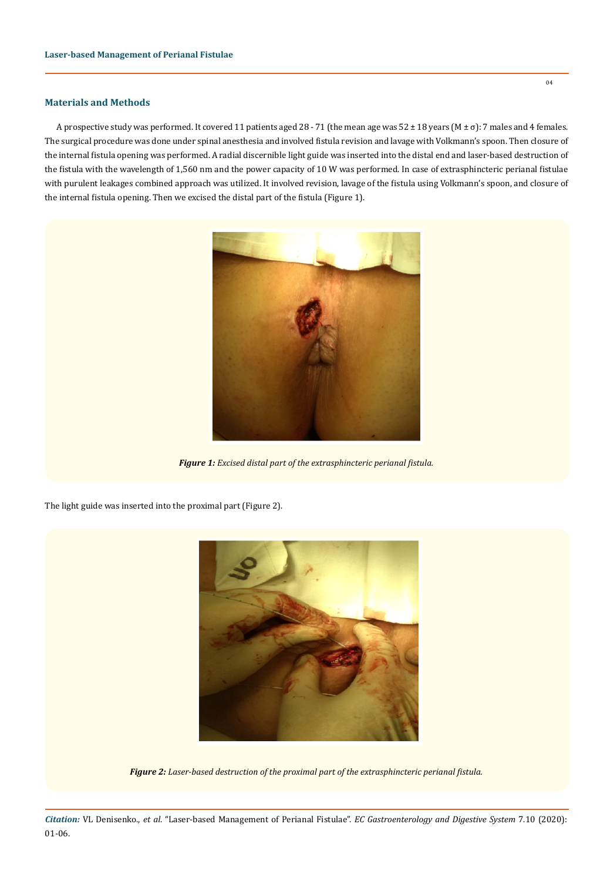## Materials and Methods

A prospective study was performed. It covered 11 patients aged 28 - 71 (the mean age was 52 ± 18 years (M ± σ): 7 males and 4 females. The surgical procedure was done under spinal anesthesia and involved fistula revision and lavage with Volkmann's spoon. Then closure of the internal fistula opening was performed. A radial discernible light guide was inserted into the distal end and laser-based destruction of the fistula with the wavelength of 1,560 nm and the power capacity of 10 W was performed. In case of extrasphincteric perianal fistulae with purulent leakages combined approach was utilized. It involved revision, lavage of the fistula using Volkmann's spoon, and closure of the internal fistula opening. Then we excised the distal part of the fistula (Figure 1).

***Figure 1:*** *Excised distal part of the extrasphincteric perianal fistula.*

The light guide was inserted into the proximal part (Figure 2).

***Figure 2:*** *Laser-based destruction of the proximal part of the extrasphincteric perianal fistula.*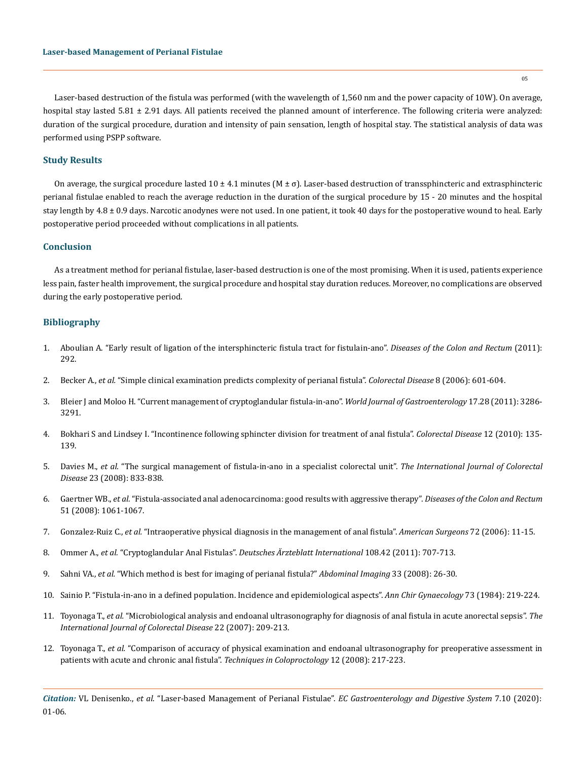Laser-based destruction of the fistula was performed (with the wavelength of 1,560 nm and the power capacity of 10W). On average, hospital stay lasted 5.81 ± 2.91 days. All patients received the planned amount of interference. The following criteria were analyzed: duration of the surgical procedure, duration and intensity of pain sensation, length of hospital stay. The statistical analysis of data was performed using PSPP software.

## Study Results

On average, the surgical procedure lasted 10 ± 4.1 minutes (M ± σ). Laser-based destruction of transsphincteric and extrasphincteric perianal fistulae enabled to reach the average reduction in the duration of the surgical procedure by 15 - 20 minutes and the hospital stay length by 4.8 ± 0.9 days. Narcotic anodynes were not used. In one patient, it took 40 days for the postoperative wound to heal. Early postoperative period proceeded without complications in all patients.

## Conclusion

As a treatment method for perianal fistulae, laser-based destruction is one of the most promising. When it is used, patients experience less pain, faster health improvement, the surgical procedure and hospital stay duration reduces. Moreover, no complications are observed during the early postoperative period.

## Bibliography

1. Aboulian A. "Early result of ligation of the intersphincteric fistula tract for fistulain-ano". *Diseases of the Colon and Rectum* (2011): 292.
2. Becker A., *et al.* "Simple clinical examination predicts complexity of perianal fistula". *Colorectal Disease* 8 (2006): 601-604.
3. Bleier J and Moloo H. "Current management of cryptoglandular fistula-in-ano". *World Journal of Gastroenterology* 17.28 (2011): 3286-3291.
4. Bokhari S and Lindsey I. "Incontinence following sphincter division for treatment of anal fistula". *Colorectal Disease* 12 (2010): 135-139.
5. Davies M., *et al.* "The surgical management of fistula-in-ano in a specialist colorectal unit". *The International Journal of Colorectal Disease* 23 (2008): 833-838.
6. Gaertner WB., *et al.* "Fistula-associated anal adenocarcinoma: good results with aggressive therapy". *Diseases of the Colon and Rectum* 51 (2008): 1061-1067.
7. Gonzalez-Ruiz C., *et al.* "Intraoperative physical diagnosis in the management of anal fistula". *American Surgeons* 72 (2006): 11-15.
8. Ommer A., *et al.* "Cryptoglandular Anal Fistulas". *Deutsches Ärzteblatt International* 108.42 (2011): 707-713.
9. Sahni VA., *et al.* "Which method is best for imaging of perianal fistula?" *Abdominal Imaging* 33 (2008): 26-30.
10. Sainio P. "Fistula-in-ano in a defined population. Incidence and epidemiological aspects". *Ann Chir Gynaecology* 73 (1984): 219-224.
11. Toyonaga T., *et al.* "Microbiological analysis and endoanal ultrasonography for diagnosis of anal fistula in acute anorectal sepsis". *The International Journal of Colorectal Disease* 22 (2007): 209-213.
12. Toyonaga T., *et al.* "Comparison of accuracy of physical examination and endoanal ultrasonography for preoperative assessment in patients with acute and chronic anal fistula". *Techniques in Coloproctology* 12 (2008): 217-223.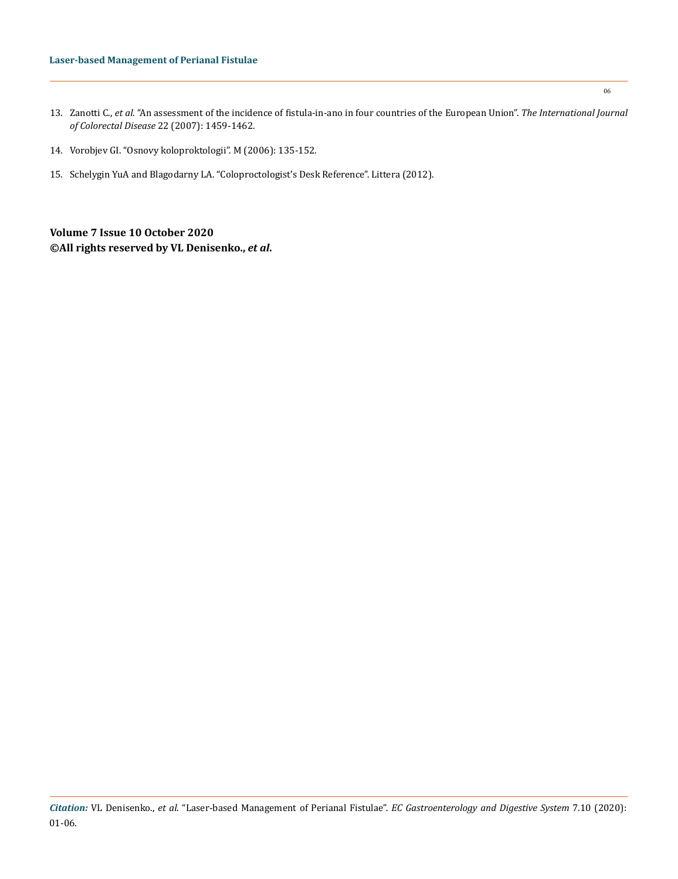13. Zanotti C., *et al*. "An assessment of the incidence of fistula-in-ano in four countries of the European Union". *The International Journal of Colorectal Disease* 22 (2007): 1459-1462.

14. Vorobjev GI. "Osnovy koloproktologii". M (2006): 135-152.

15. Schelygin YuA and Blagodarny LA. "Coloproctologist's Desk Reference". Littera (2012).

**Volume 7 Issue 10 October 2020**
**©All rights reserved by VL Denisenko., *et al*.**